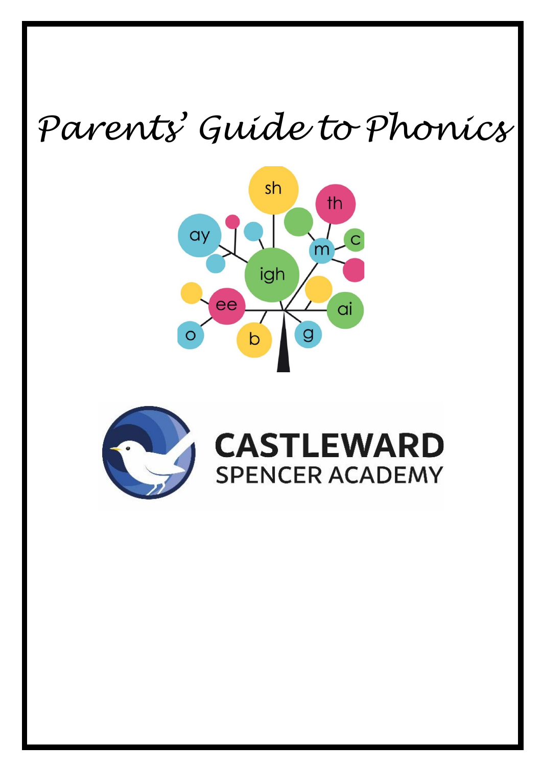# Parents' Guide to Phonics

CASTLEWARD
SPENCER ACADEMY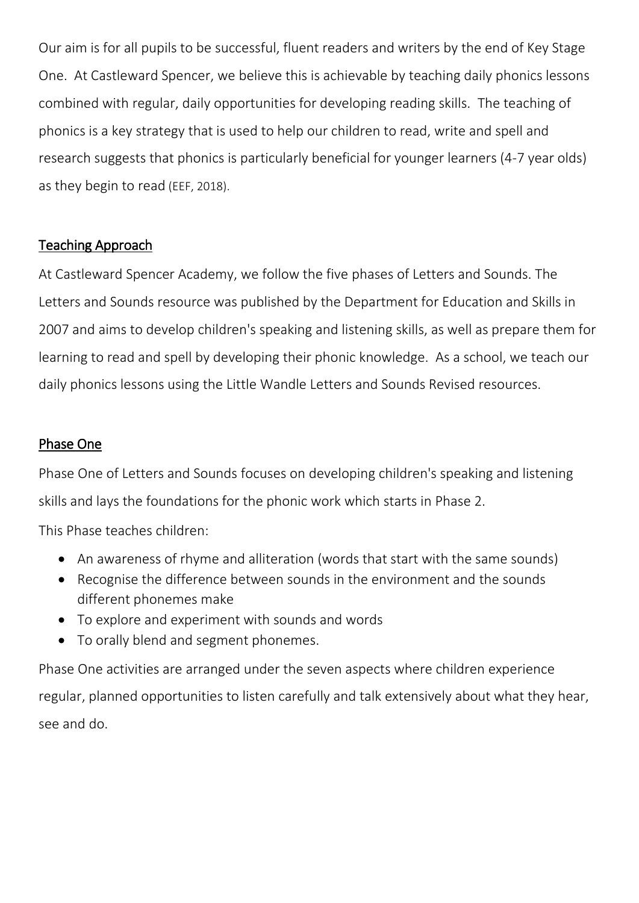Our aim is for all pupils to be successful, fluent readers and writers by the end of Key Stage One. At Castleward Spencer, we believe this is achievable by teaching daily phonics lessons combined with regular, daily opportunities for developing reading skills. The teaching of phonics is a key strategy that is used to help our children to read, write and spell and research suggests that phonics is particularly beneficial for younger learners (4-7 year olds) as they begin to read (EEF, 2018).

## Teaching Approach

At Castleward Spencer Academy, we follow the five phases of Letters and Sounds. The Letters and Sounds resource was published by the Department for Education and Skills in 2007 and aims to develop children's speaking and listening skills, as well as prepare them for learning to read and spell by developing their phonic knowledge. As a school, we teach our daily phonics lessons using the Little Wandle Letters and Sounds Revised resources.

## Phase One

Phase One of Letters and Sounds focuses on developing children's speaking and listening skills and lays the foundations for the phonic work which starts in Phase 2.

This Phase teaches children:

- An awareness of rhyme and alliteration (words that start with the same sounds)
- Recognise the difference between sounds in the environment and the sounds different phonemes make
- To explore and experiment with sounds and words
- To orally blend and segment phonemes.

Phase One activities are arranged under the seven aspects where children experience regular, planned opportunities to listen carefully and talk extensively about what they hear, see and do.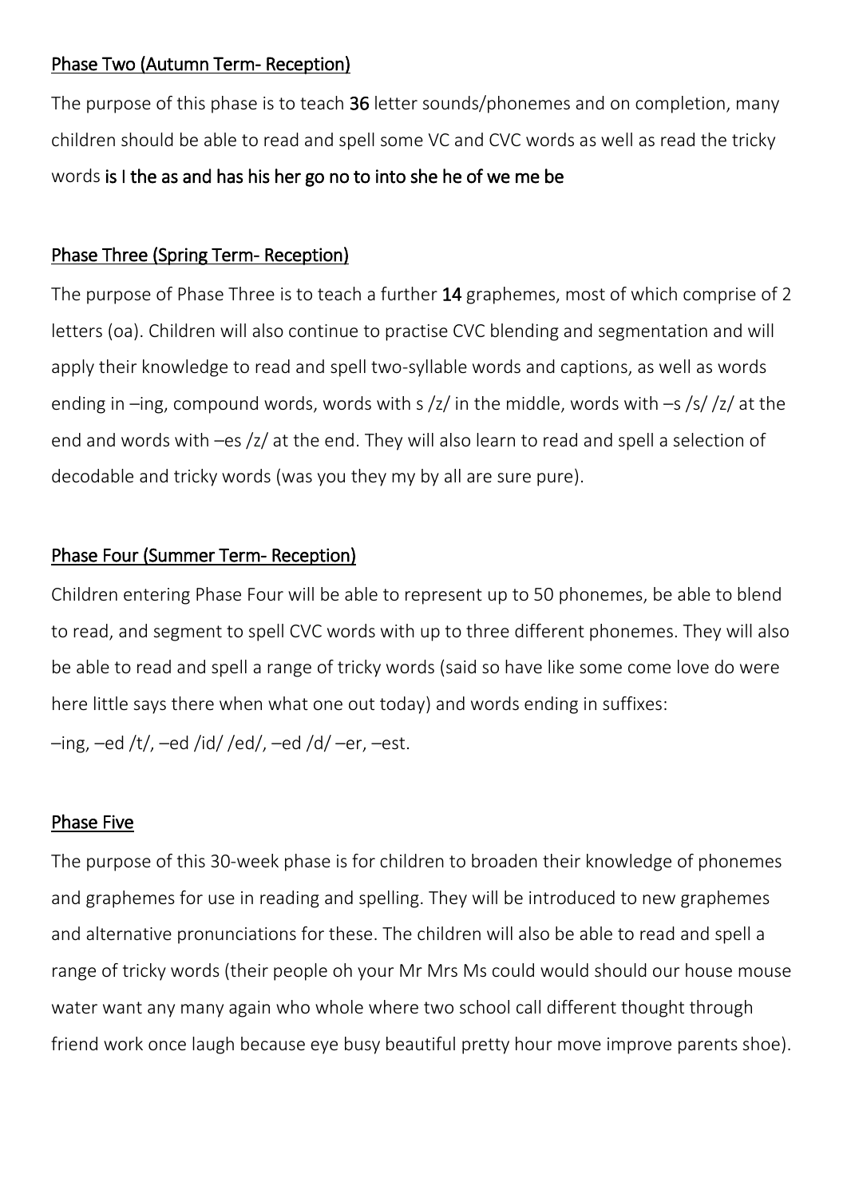## Phase Two (Autumn Term- Reception)

The purpose of this phase is to teach **36** letter sounds/phonemes and on completion, many children should be able to read and spell some VC and CVC words as well as read the tricky words **is I the as and has his her go no to into she he of we me be**

## Phase Three (Spring Term- Reception)

The purpose of Phase Three is to teach a further **14** graphemes, most of which comprise of 2 letters (oa). Children will also continue to practise CVC blending and segmentation and will apply their knowledge to read and spell two-syllable words and captions, as well as words ending in –ing, compound words, words with s /z/ in the middle, words with –s /s/ /z/ at the end and words with –es /z/ at the end. They will also learn to read and spell a selection of decodable and tricky words (was you they my by all are sure pure).

## Phase Four (Summer Term- Reception)

Children entering Phase Four will be able to represent up to 50 phonemes, be able to blend to read, and segment to spell CVC words with up to three different phonemes. They will also be able to read and spell a range of tricky words (said so have like some come love do were here little says there when what one out today) and words ending in suffixes:
–ing, –ed /t/, –ed /id/ /ed/, –ed /d/ –er, –est.

## Phase Five

The purpose of this 30-week phase is for children to broaden their knowledge of phonemes and graphemes for use in reading and spelling. They will be introduced to new graphemes and alternative pronunciations for these. The children will also be able to read and spell a range of tricky words (their people oh your Mr Mrs Ms could would should our house mouse water want any many again who whole where two school call different thought through friend work once laugh because eye busy beautiful pretty hour move improve parents shoe).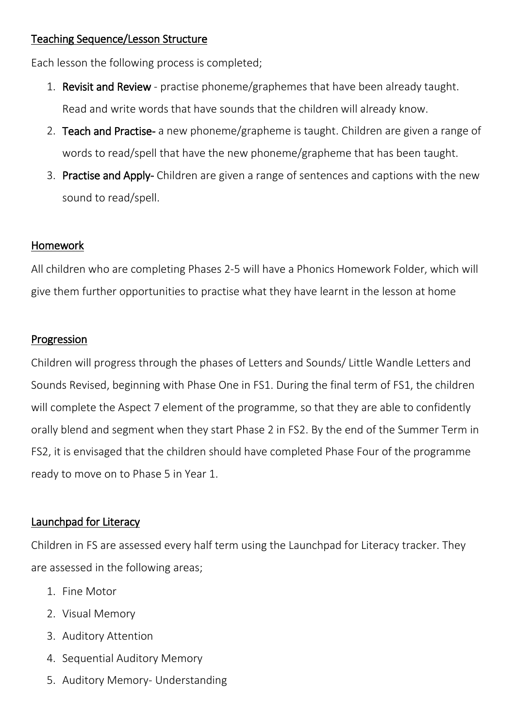## Teaching Sequence/Lesson Structure

Each lesson the following process is completed;

1. **Revisit and Review** - practise phoneme/graphemes that have been already taught. Read and write words that have sounds that the children will already know.
2. **Teach and Practise-** a new phoneme/grapheme is taught. Children are given a range of words to read/spell that have the new phoneme/grapheme that has been taught.
3. **Practise and Apply-** Children are given a range of sentences and captions with the new sound to read/spell.

## Homework

All children who are completing Phases 2-5 will have a Phonics Homework Folder, which will give them further opportunities to practise what they have learnt in the lesson at home

## Progression

Children will progress through the phases of Letters and Sounds/ Little Wandle Letters and Sounds Revised, beginning with Phase One in FS1. During the final term of FS1, the children will complete the Aspect 7 element of the programme, so that they are able to confidently orally blend and segment when they start Phase 2 in FS2. By the end of the Summer Term in FS2, it is envisaged that the children should have completed Phase Four of the programme ready to move on to Phase 5 in Year 1.

## Launchpad for Literacy

Children in FS are assessed every half term using the Launchpad for Literacy tracker. They are assessed in the following areas;

1. Fine Motor
2. Visual Memory
3. Auditory Attention
4. Sequential Auditory Memory
5. Auditory Memory- Understanding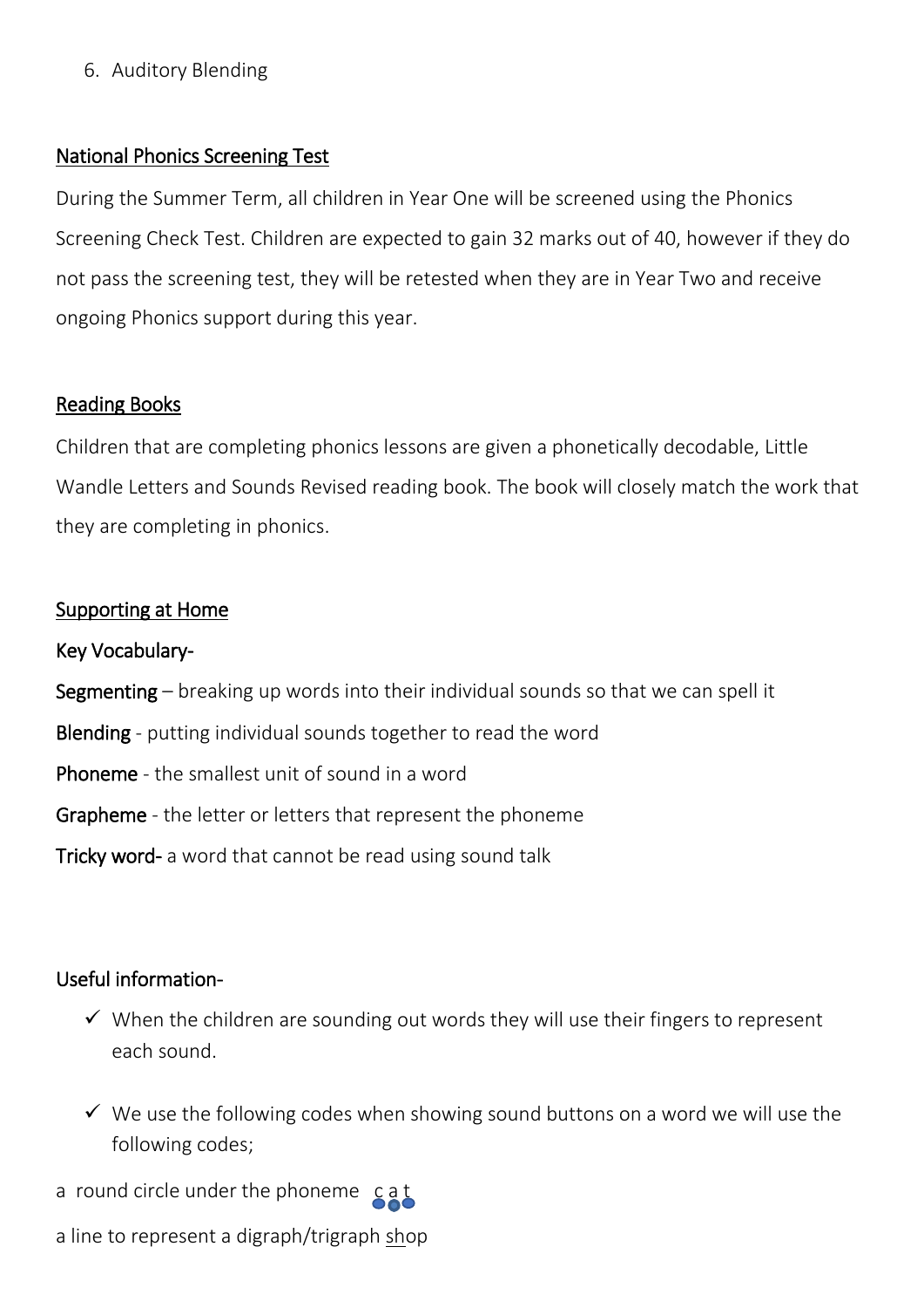6. Auditory Blending

## National Phonics Screening Test

During the Summer Term, all children in Year One will be screened using the Phonics Screening Check Test. Children are expected to gain 32 marks out of 40, however if they do not pass the screening test, they will be retested when they are in Year Two and receive ongoing Phonics support during this year.

## Reading Books

Children that are completing phonics lessons are given a phonetically decodable, Little Wandle Letters and Sounds Revised reading book. The book will closely match the work that they are completing in phonics.

## Supporting at Home

Key Vocabulary-

**Segmenting** – breaking up words into their individual sounds so that we can spell it

**Blending** - putting individual sounds together to read the word

**Phoneme** - the smallest unit of sound in a word

**Grapheme** - the letter or letters that represent the phoneme

**Tricky word-** a word that cannot be read using sound talk

### Useful information-

- ✓ When the children are sounding out words they will use their fingers to represent each sound.
- ✓ We use the following codes when showing sound buttons on a word we will use the following codes;

a round circle under the phoneme c a t

a line to represent a digraph/trigraph shop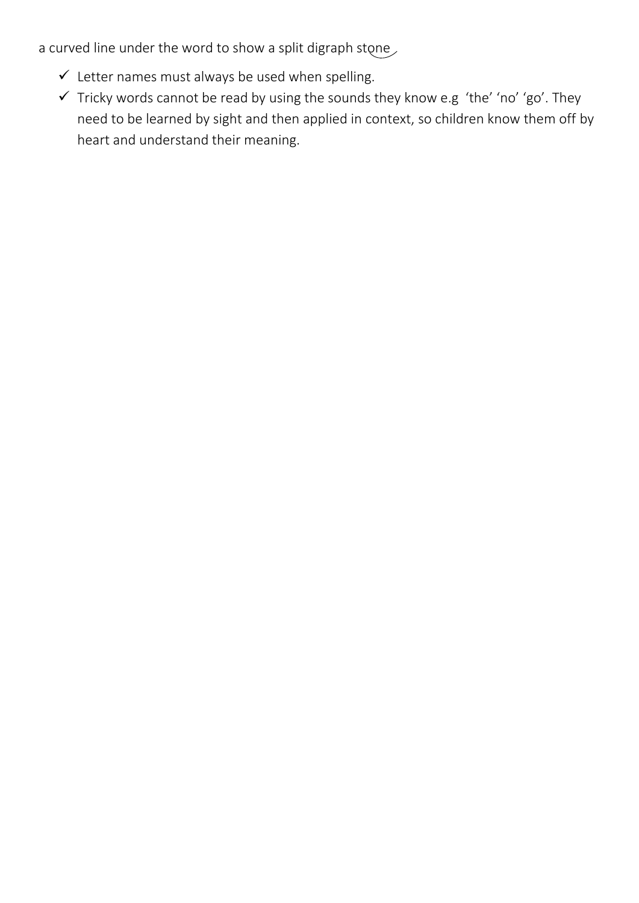a curved line under the word to show a split digraph stone

- ✓ Letter names must always be used when spelling.
- ✓ Tricky words cannot be read by using the sounds they know e.g 'the' 'no' 'go'. They need to be learned by sight and then applied in context, so children know them off by heart and understand their meaning.